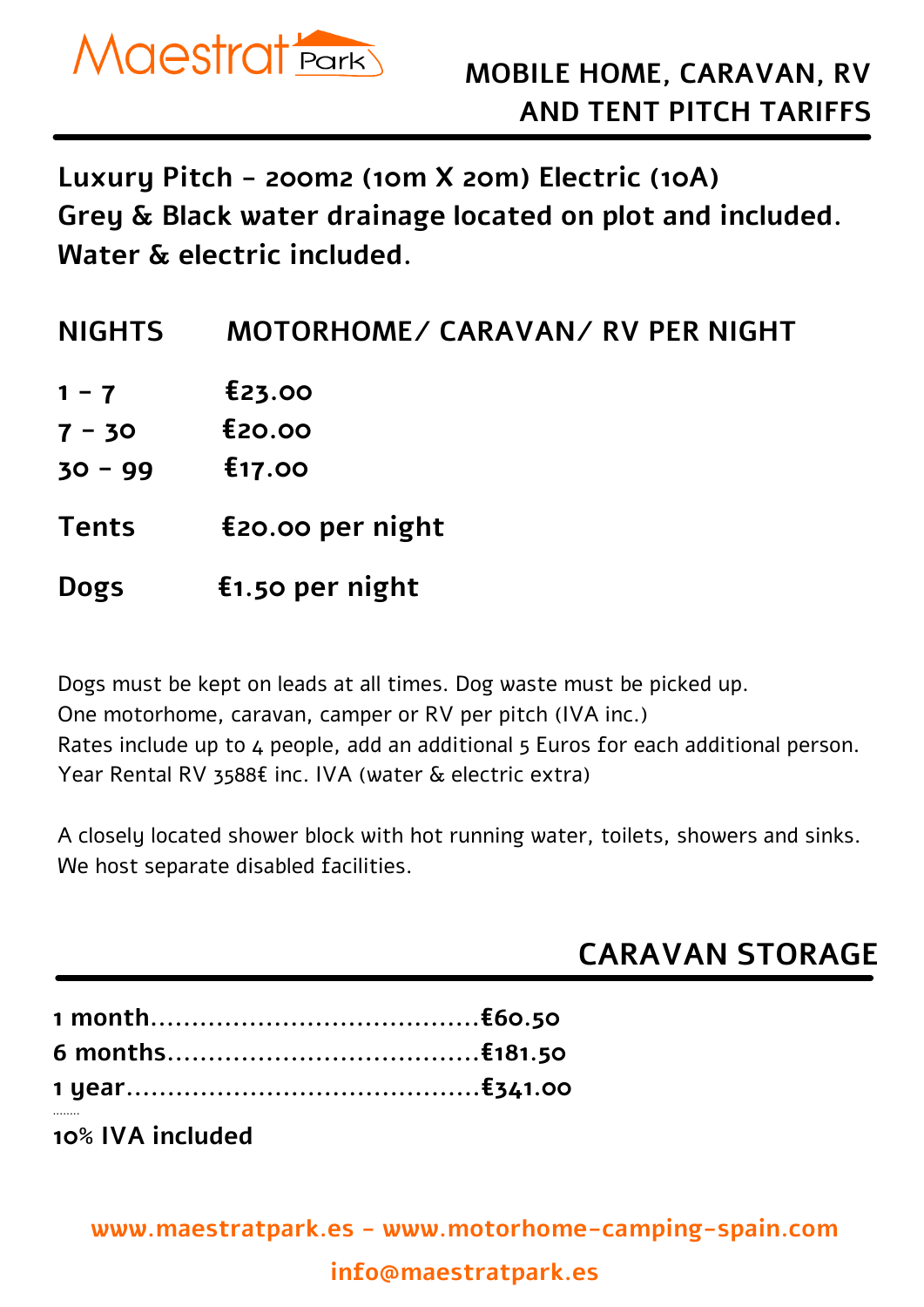Maestrat Park

# MOBILE HOME, CARAVAN, RV AND TENT PITCH TARIFFS

**Luxury Pitch - 200m2 (10m X 20m) Electric (10A)**
**Grey & Black water drainage located on plot and included.**
**Water & electric included.**

| NIGHTS | MOTORHOME/ CARAVAN/ RV PER NIGHT |
|---|---|
| **1 - 7** | **€23.00** |
| **7 - 30** | **€20.00** |
| **30 - 99** | **€17.00** |
| **Tents** | **€20.00 per night** |
| **Dogs** | **€1.50 per night** |

Dogs must be kept on leads at all times. Dog waste must be picked up.
One motorhome, caravan, camper or RV per pitch (IVA inc.)
Rates include up to 4 people, add an additional 5 Euros for each additional person.
Year Rental RV 3588€ inc. IVA (water & electric extra)

A closely located shower block with hot running water, toilets, showers and sinks.
We host separate disabled facilities.

## CARAVAN STORAGE

**1 month........................................€60.50**
**6 months......................................€181.50**
**1 year...........................................€341.00**

**10% IVA included**

www.maestratpark.es - www.motorhome-camping-spain.com

info@maestratpark.es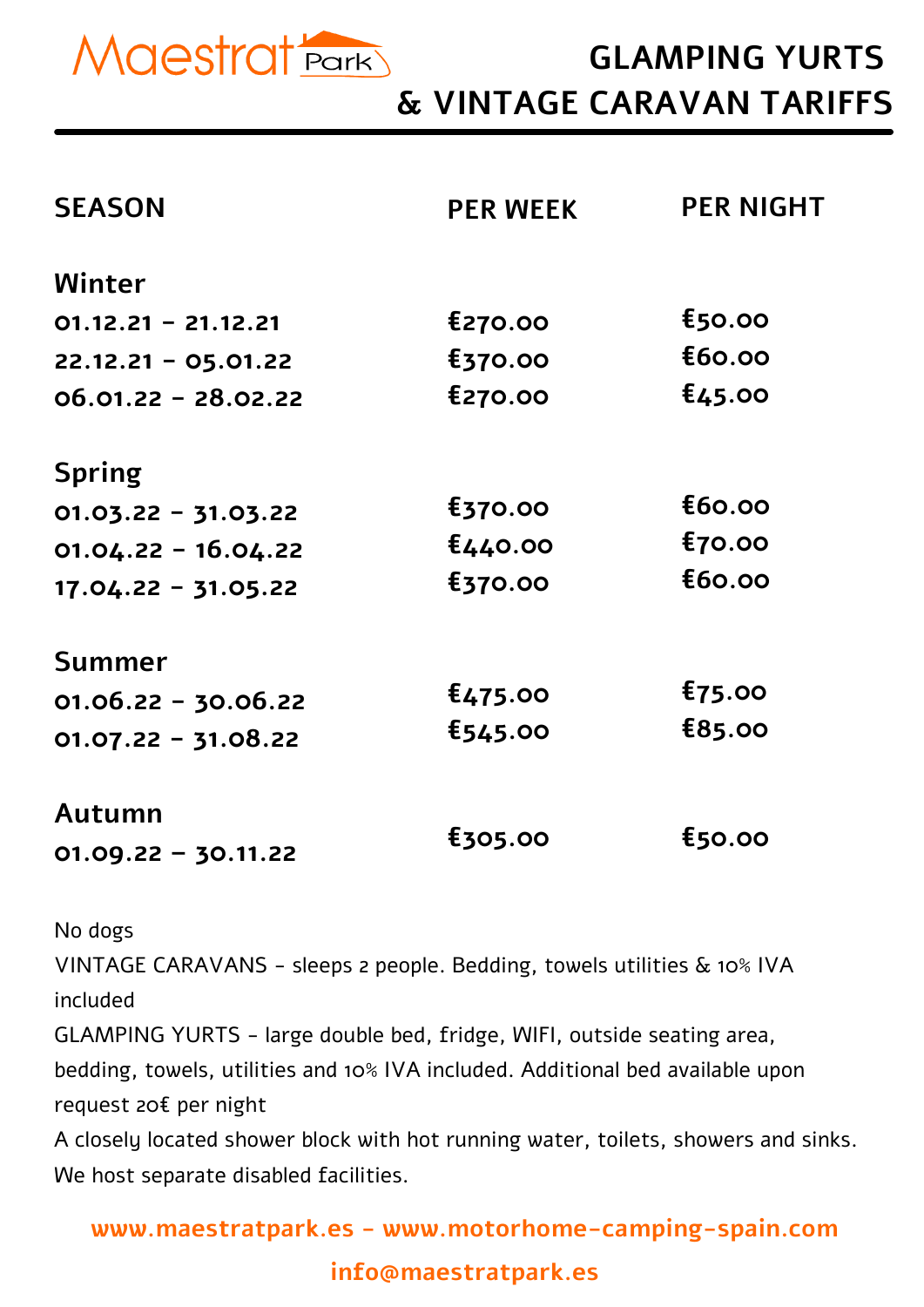Maestrat Park

# GLAMPING YURTS & VINTAGE CARAVAN TARIFFS

| SEASON | PER WEEK | PER NIGHT |
|---|---|---|
| **Winter** | | |
| 01.12.21 – 21.12.21 | €270.00 | €50.00 |
| 22.12.21 – 05.01.22 | €370.00 | €60.00 |
| 06.01.22 – 28.02.22 | €270.00 | €45.00 |
| **Spring** | | |
| 01.03.22 – 31.03.22 | €370.00 | €60.00 |
| 01.04.22 – 16.04.22 | €440.00 | €70.00 |
| 17.04.22 – 31.05.22 | €370.00 | €60.00 |
| **Summer** | | |
| 01.06.22 – 30.06.22 | €475.00 | €75.00 |
| 01.07.22 – 31.08.22 | €545.00 | €85.00 |
| **Autumn** | | |
| 01.09.22 – 30.11.22 | €305.00 | €50.00 |

No dogs

VINTAGE CARAVANS - sleeps 2 people. Bedding, towels utilities & 10% IVA included

GLAMPING YURTS - large double bed, fridge, WIFI, outside seating area, bedding, towels, utilities and 10% IVA included. Additional bed available upon request 20€ per night

A closely located shower block with hot running water, toilets, showers and sinks. We host separate disabled facilities.

**www.maestratpark.es - www.motorhome-camping-spain.com**

**info@maestratpark.es**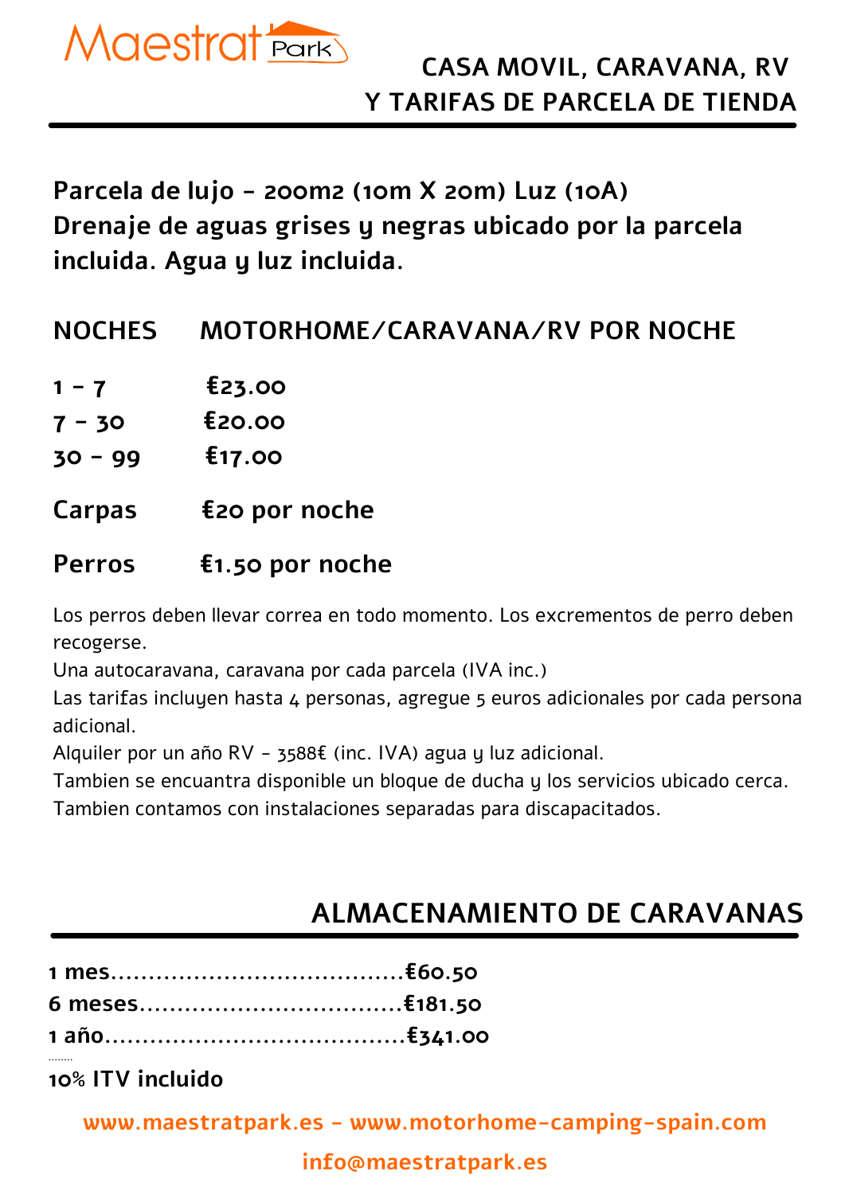Maestrat Park

# CASA MOVIL, CARAVANA, RV Y TARIFAS DE PARCELA DE TIENDA

**Parcela de lujo - 200m2 (10m X 20m) Luz (10A) Drenaje de aguas grises y negras ubicado por la parcela incluida. Agua y luz incluida.**

| NOCHES | MOTORHOME/CARAVANA/RV POR NOCHE |
|---|---|
| 1 - 7 | €23.00 |
| 7 - 30 | €20.00 |
| 30 - 99 | €17.00 |
| Carpas | €20 por noche |
| Perros | €1.50 por noche |

Los perros deben llevar correa en todo momento. Los excrementos de perro deben recogerse.
Una autocaravana, caravana por cada parcela (IVA inc.)
Las tarifas incluyen hasta 4 personas, agregue 5 euros adicionales por cada persona adicional.
Alquiler por un año RV - 3588€ (inc. IVA) agua y luz adicional.
Tambien se encuantra disponible un bloque de ducha y los servicios ubicado cerca.
Tambien contamos con instalaciones separadas para discapacitados.

## ALMACENAMIENTO DE CARAVANAS

**1 mes.......................................€60.50**
**6 meses..................................€181.50**
**1 año.......................................€341.00**

**10% ITV incluido**

**www.maestratpark.es - www.motorhome-camping-spain.com**

**info@maestratpark.es**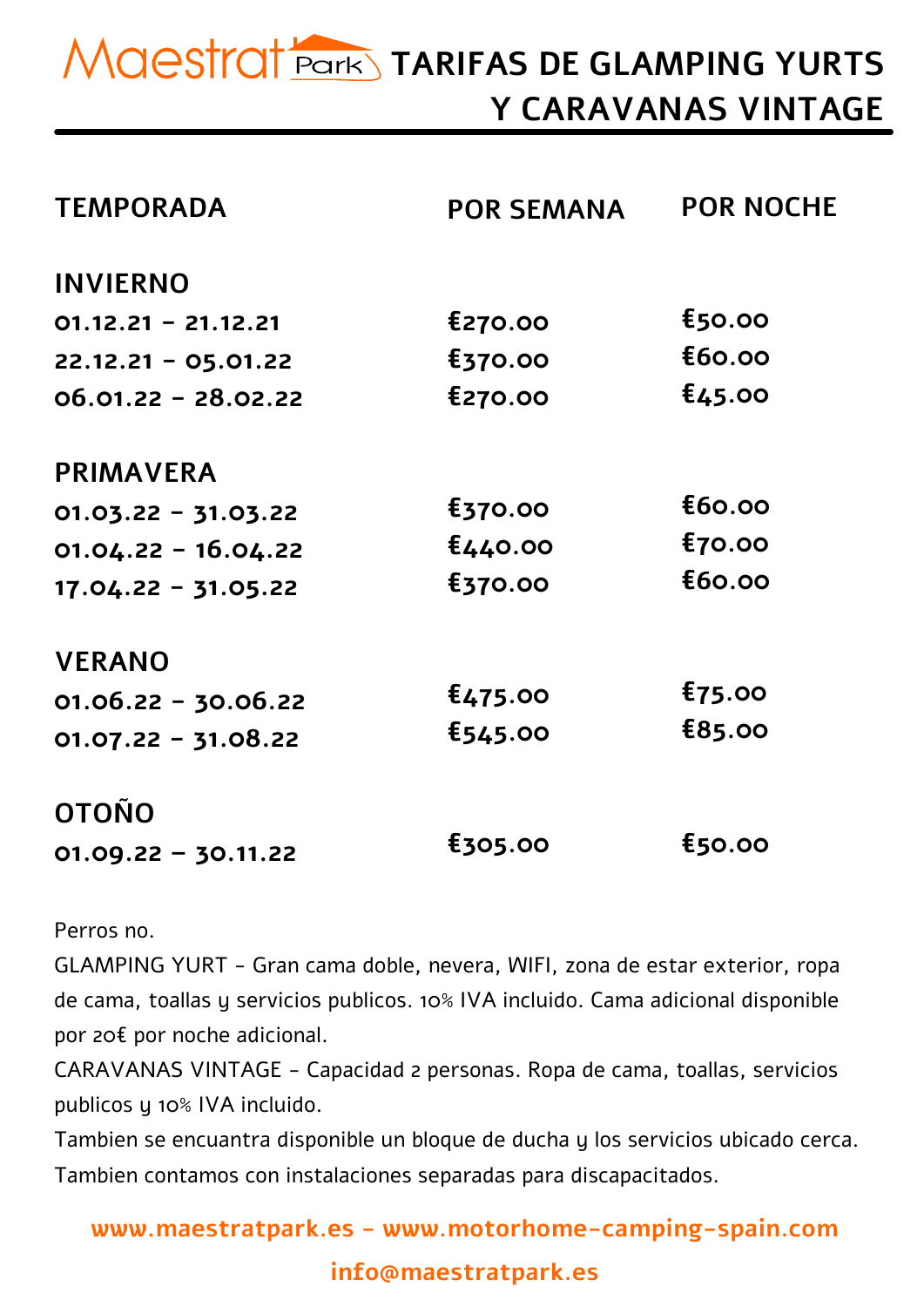# Maestrat Park TARIFAS DE GLAMPING YURTS Y CARAVANAS VINTAGE

| TEMPORADA | POR SEMANA | POR NOCHE |
|---|---|---|
| **INVIERNO** | | |
| 01.12.21 - 21.12.21 | €270.00 | €50.00 |
| 22.12.21 - 05.01.22 | €370.00 | €60.00 |
| 06.01.22 - 28.02.22 | €270.00 | €45.00 |
| **PRIMAVERA** | | |
| 01.03.22 - 31.03.22 | €370.00 | €60.00 |
| 01.04.22 - 16.04.22 | €440.00 | €70.00 |
| 17.04.22 - 31.05.22 | €370.00 | €60.00 |
| **VERANO** | | |
| 01.06.22 - 30.06.22 | €475.00 | €75.00 |
| 01.07.22 - 31.08.22 | €545.00 | €85.00 |
| **OTOÑO** | | |
| 01.09.22 – 30.11.22 | €305.00 | €50.00 |

Perros no.

GLAMPING YURT - Gran cama doble, nevera, WIFI, zona de estar exterior, ropa de cama, toallas y servicios publicos. 10% IVA incluido. Cama adicional disponible por 20€ por noche adicional.

CARAVANAS VINTAGE - Capacidad 2 personas. Ropa de cama, toallas, servicios publicos y 10% IVA incluido.

Tambien se encuantra disponible un bloque de ducha y los servicios ubicado cerca.

Tambien contamos con instalaciones separadas para discapacitados.

**www.maestratpark.es - www.motorhome-camping-spain.com**

**info@maestratpark.es**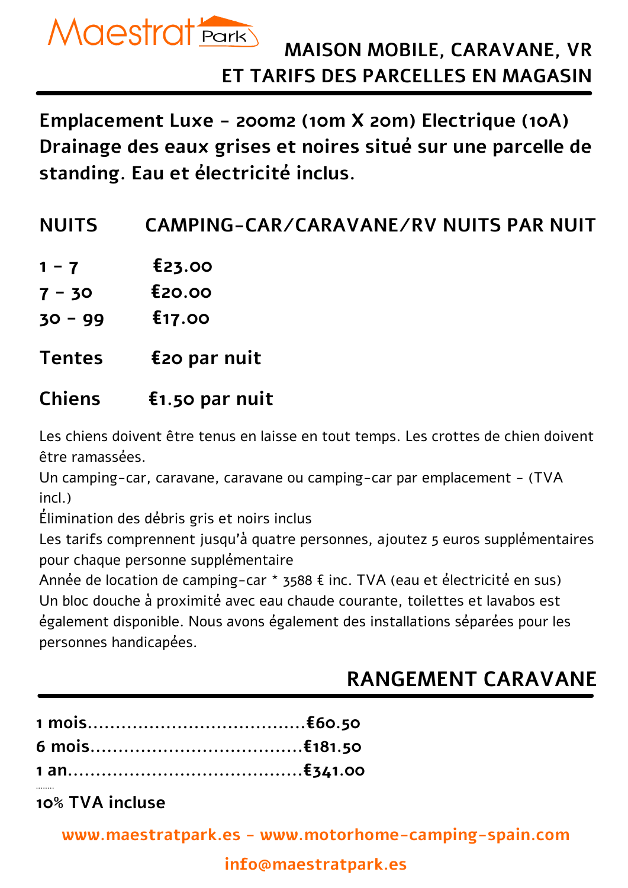Maestrat Park

## MAISON MOBILE, CARAVANE, VR ET TARIFS DES PARCELLES EN MAGASIN

**Emplacement Luxe - 200m2 (10m X 20m) Electrique (10A) Drainage des eaux grises et noires situé sur une parcelle de standing. Eau et électricité inclus.**

| NUITS | CAMPING-CAR/CARAVANE/RV NUITS PAR NUIT |
|---|---|
| 1 - 7 | €23.00 |
| 7 - 30 | €20.00 |
| 30 - 99 | €17.00 |

**Tentes** €20 par nuit

**Chiens** €1.50 par nuit

Les chiens doivent être tenus en laisse en tout temps. Les crottes de chien doivent être ramassées.
Un camping-car, caravane, caravane ou camping-car par emplacement - (TVA incl.)
Élimination des débris gris et noirs inclus
Les tarifs comprennent jusqu'à quatre personnes, ajoutez 5 euros supplémentaires pour chaque personne supplémentaire
Année de location de camping-car * 3588 € inc. TVA (eau et électricité en sus)
Un bloc douche à proximité avec eau chaude courante, toilettes et lavabos est également disponible. Nous avons également des installations séparées pour les personnes handicapées.

## RANGEMENT CARAVANE

**1 mois.......................................€60.50**
**6 mois.....................................€181.50**
**1 an.........................................€341.00**

**10% TVA incluse**

www.maestratpark.es - www.motorhome-camping-spain.com

info@maestratpark.es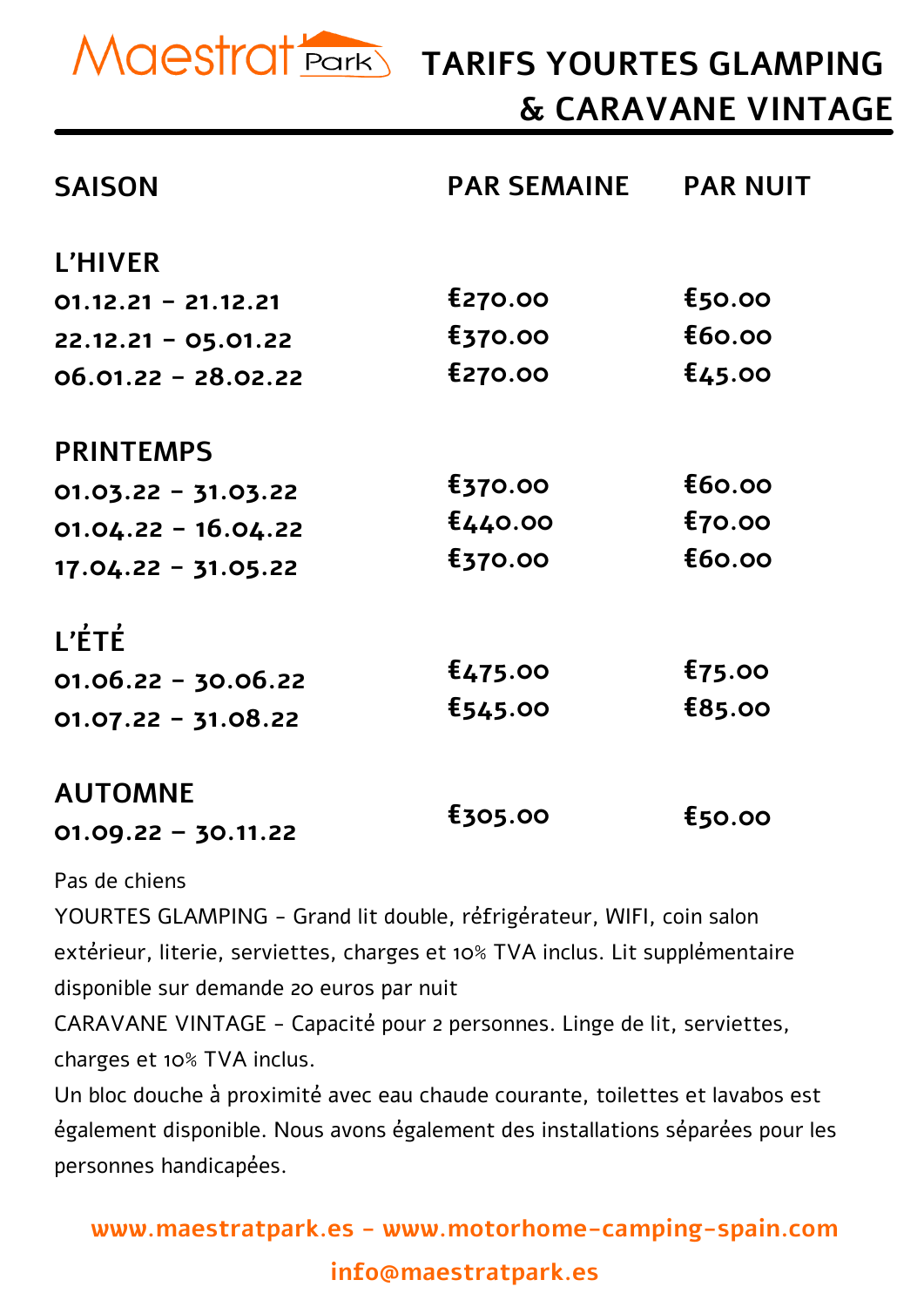Maestrat Park

# TARIFS YOURTES GLAMPING & CARAVANE VINTAGE

| SAISON | PAR SEMAINE | PAR NUIT |
|---|---|---|
| **L'HIVER** | | |
| 01.12.21 - 21.12.21 | €270.00 | €50.00 |
| 22.12.21 - 05.01.22 | €370.00 | €60.00 |
| 06.01.22 - 28.02.22 | €270.00 | €45.00 |
| **PRINTEMPS** | | |
| 01.03.22 - 31.03.22 | €370.00 | €60.00 |
| 01.04.22 - 16.04.22 | €440.00 | €70.00 |
| 17.04.22 - 31.05.22 | €370.00 | €60.00 |
| **L'ÉTÉ** | | |
| 01.06.22 - 30.06.22 | €475.00 | €75.00 |
| 01.07.22 - 31.08.22 | €545.00 | €85.00 |
| **AUTOMNE** | | |
| 01.09.22 – 30.11.22 | €305.00 | €50.00 |

Pas de chiens

YOURTES GLAMPING - Grand lit double, réfrigérateur, WIFI, coin salon extérieur, literie, serviettes, charges et 10% TVA inclus. Lit supplémentaire disponible sur demande 20 euros par nuit

CARAVANE VINTAGE - Capacité pour 2 personnes. Linge de lit, serviettes, charges et 10% TVA inclus.

Un bloc douche à proximité avec eau chaude courante, toilettes et lavabos est également disponible. Nous avons également des installations séparées pour les personnes handicapées.

www.maestratpark.es - www.motorhome-camping-spain.com

info@maestratpark.es